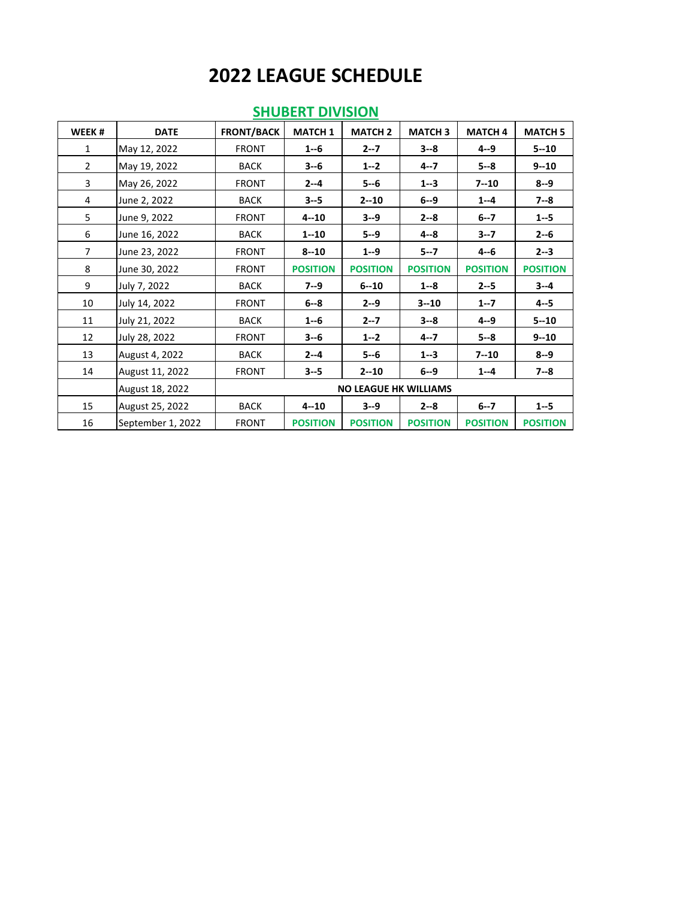# 2022 LEAGUE SCHEDULE

## SHUBERT DIVISION

| WEEK # | DATE | FRONT/BACK | MATCH 1 | MATCH 2 | MATCH 3 | MATCH 4 | MATCH 5 |
|---|---|---|---|---|---|---|---|
| 1 | May 12, 2022 | FRONT | **1--6** | **2--7** | **3--8** | **4--9** | **5--10** |
| 2 | May 19, 2022 | BACK | **3--6** | **1--2** | **4--7** | **5--8** | **9--10** |
| 3 | May 26, 2022 | FRONT | **2--4** | **5--6** | **1--3** | **7--10** | **8--9** |
| 4 | June 2, 2022 | BACK | **3--5** | **2--10** | **6--9** | **1--4** | **7--8** |
| 5 | June 9, 2022 | FRONT | **4--10** | **3--9** | **2--8** | **6--7** | **1--5** |
| 6 | June 16, 2022 | BACK | **1--10** | **5--9** | **4--8** | **3--7** | **2--6** |
| 7 | June 23, 2022 | FRONT | **8--10** | **1--9** | **5--7** | **4--6** | **2--3** |
| 8 | June 30, 2022 | FRONT | **POSITION** | **POSITION** | **POSITION** | **POSITION** | **POSITION** |
| 9 | July 7, 2022 | BACK | **7--9** | **6--10** | **1--8** | **2--5** | **3--4** |
| 10 | July 14, 2022 | FRONT | **6--8** | **2--9** | **3--10** | **1--7** | **4--5** |
| 11 | July 21, 2022 | BACK | **1--6** | **2--7** | **3--8** | **4--9** | **5--10** |
| 12 | July 28, 2022 | FRONT | **3--6** | **1--2** | **4--7** | **5--8** | **9--10** |
| 13 | August 4, 2022 | BACK | **2--4** | **5--6** | **1--3** | **7--10** | **8--9** |
| 14 | August 11, 2022 | FRONT | **3--5** | **2--10** | **6--9** | **1--4** | **7--8** |
| | August 18, 2022 | **NO LEAGUE HK WILLIAMS** | | | | | |
| 15 | August 25, 2022 | BACK | **4--10** | **3--9** | **2--8** | **6--7** | **1--5** |
| 16 | September 1, 2022 | FRONT | **POSITION** | **POSITION** | **POSITION** | **POSITION** | **POSITION** |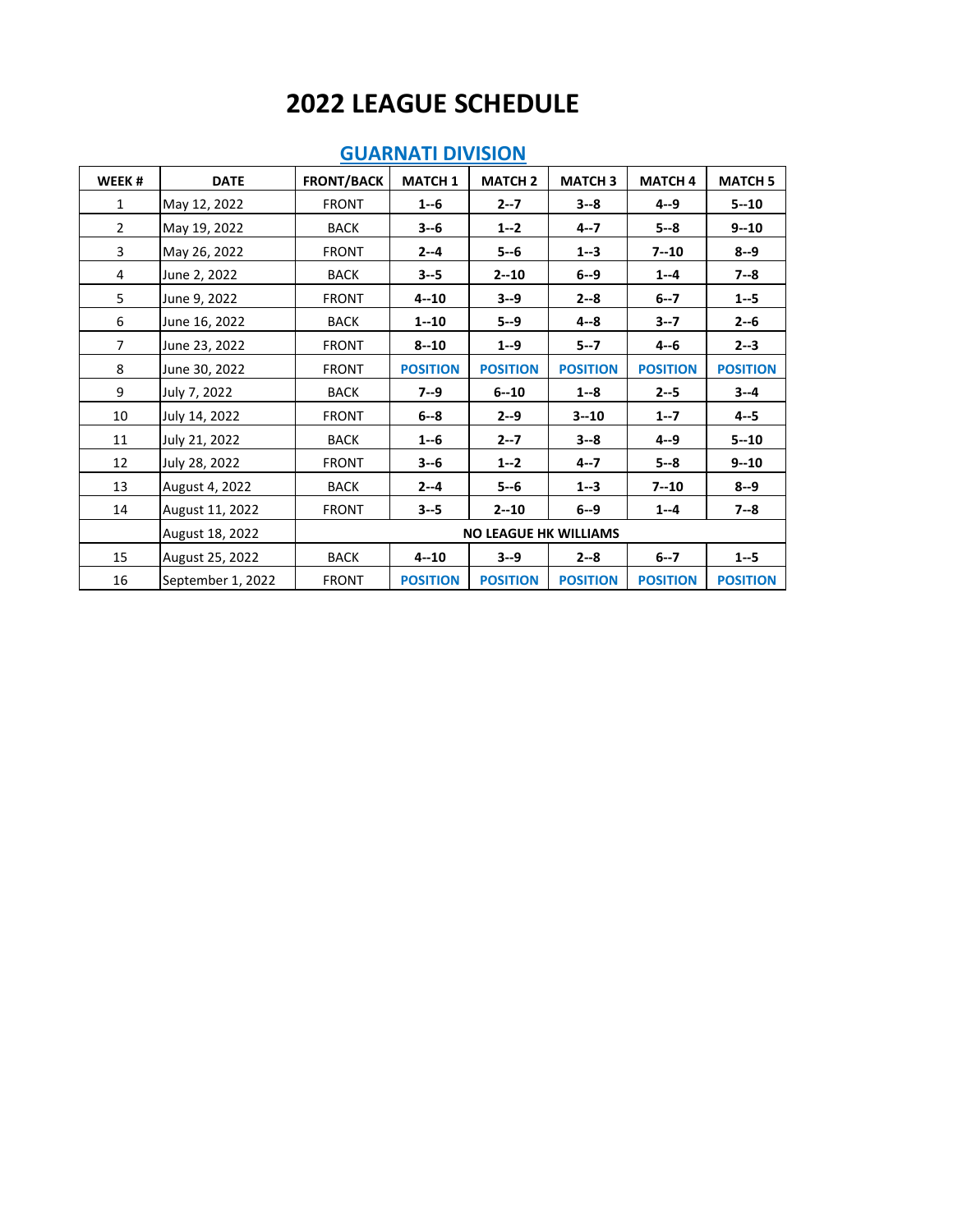# 2022 LEAGUE SCHEDULE

## GUARNATI DIVISION

| WEEK # | DATE | FRONT/BACK | MATCH 1 | MATCH 2 | MATCH 3 | MATCH 4 | MATCH 5 |
|---|---|---|---|---|---|---|---|
| 1 | May 12, 2022 | FRONT | **1--6** | **2--7** | **3--8** | **4--9** | **5--10** |
| 2 | May 19, 2022 | BACK | **3--6** | **1--2** | **4--7** | **5--8** | **9--10** |
| 3 | May 26, 2022 | FRONT | **2--4** | **5--6** | **1--3** | **7--10** | **8--9** |
| 4 | June 2, 2022 | BACK | **3--5** | **2--10** | **6--9** | **1--4** | **7--8** |
| 5 | June 9, 2022 | FRONT | **4--10** | **3--9** | **2--8** | **6--7** | **1--5** |
| 6 | June 16, 2022 | BACK | **1--10** | **5--9** | **4--8** | **3--7** | **2--6** |
| 7 | June 23, 2022 | FRONT | **8--10** | **1--9** | **5--7** | **4--6** | **2--3** |
| 8 | June 30, 2022 | FRONT | **POSITION** | **POSITION** | **POSITION** | **POSITION** | **POSITION** |
| 9 | July 7, 2022 | BACK | **7--9** | **6--10** | **1--8** | **2--5** | **3--4** |
| 10 | July 14, 2022 | FRONT | **6--8** | **2--9** | **3--10** | **1--7** | **4--5** |
| 11 | July 21, 2022 | BACK | **1--6** | **2--7** | **3--8** | **4--9** | **5--10** |
| 12 | July 28, 2022 | FRONT | **3--6** | **1--2** | **4--7** | **5--8** | **9--10** |
| 13 | August 4, 2022 | BACK | **2--4** | **5--6** | **1--3** | **7--10** | **8--9** |
| 14 | August 11, 2022 | FRONT | **3--5** | **2--10** | **6--9** | **1--4** | **7--8** |
| | August 18, 2022 | **NO LEAGUE HK WILLIAMS** | | | | | |
| 15 | August 25, 2022 | BACK | **4--10** | **3--9** | **2--8** | **6--7** | **1--5** |
| 16 | September 1, 2022 | FRONT | **POSITION** | **POSITION** | **POSITION** | **POSITION** | **POSITION** |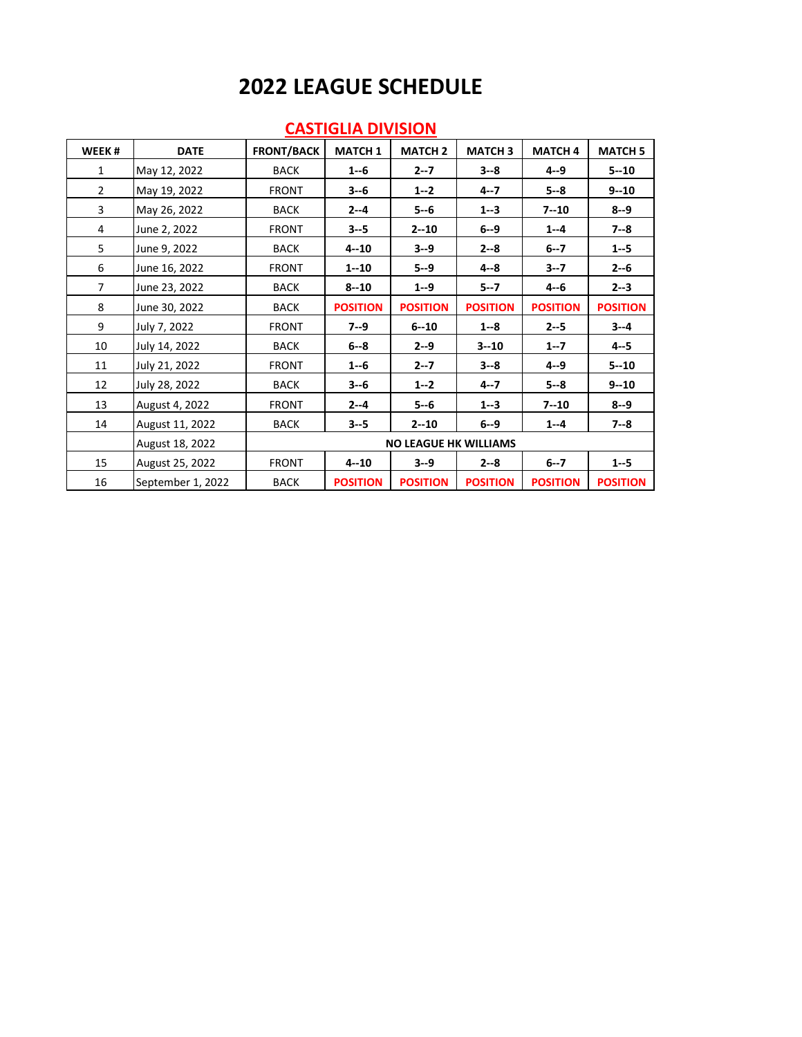# 2022 LEAGUE SCHEDULE

## CASTIGLIA DIVISION

| WEEK # | DATE | FRONT/BACK | MATCH 1 | MATCH 2 | MATCH 3 | MATCH 4 | MATCH 5 |
|---|---|---|---|---|---|---|---|
| 1 | May 12, 2022 | BACK | 1--6 | 2--7 | 3--8 | 4--9 | 5--10 |
| 2 | May 19, 2022 | FRONT | 3--6 | 1--2 | 4--7 | 5--8 | 9--10 |
| 3 | May 26, 2022 | BACK | 2--4 | 5--6 | 1--3 | 7--10 | 8--9 |
| 4 | June 2, 2022 | FRONT | 3--5 | 2--10 | 6--9 | 1--4 | 7--8 |
| 5 | June 9, 2022 | BACK | 4--10 | 3--9 | 2--8 | 6--7 | 1--5 |
| 6 | June 16, 2022 | FRONT | 1--10 | 5--9 | 4--8 | 3--7 | 2--6 |
| 7 | June 23, 2022 | BACK | 8--10 | 1--9 | 5--7 | 4--6 | 2--3 |
| 8 | June 30, 2022 | BACK | POSITION | POSITION | POSITION | POSITION | POSITION |
| 9 | July 7, 2022 | FRONT | 7--9 | 6--10 | 1--8 | 2--5 | 3--4 |
| 10 | July 14, 2022 | BACK | 6--8 | 2--9 | 3--10 | 1--7 | 4--5 |
| 11 | July 21, 2022 | FRONT | 1--6 | 2--7 | 3--8 | 4--9 | 5--10 |
| 12 | July 28, 2022 | BACK | 3--6 | 1--2 | 4--7 | 5--8 | 9--10 |
| 13 | August 4, 2022 | FRONT | 2--4 | 5--6 | 1--3 | 7--10 | 8--9 |
| 14 | August 11, 2022 | BACK | 3--5 | 2--10 | 6--9 | 1--4 | 7--8 |
| | August 18, 2022 | NO LEAGUE HK WILLIAMS | | | | | |
| 15 | August 25, 2022 | FRONT | 4--10 | 3--9 | 2--8 | 6--7 | 1--5 |
| 16 | September 1, 2022 | BACK | POSITION | POSITION | POSITION | POSITION | POSITION |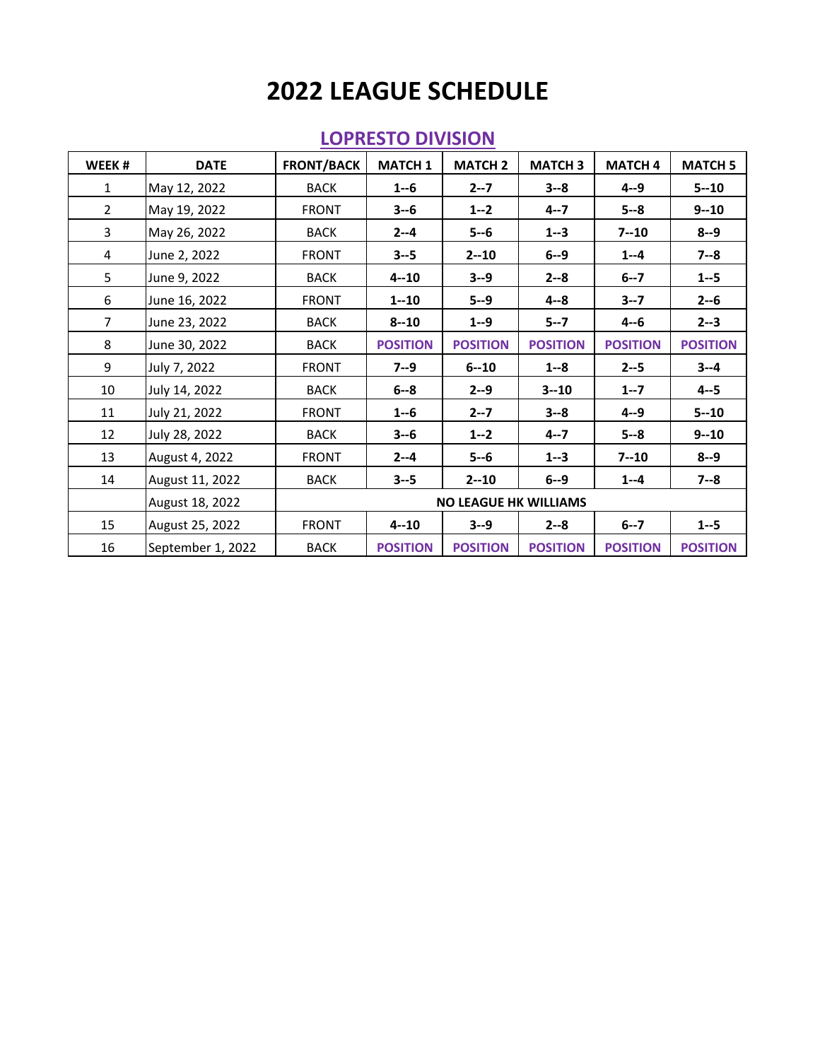# 2022 LEAGUE SCHEDULE

## LOPRESTO DIVISION

| WEEK # | DATE | FRONT/BACK | MATCH 1 | MATCH 2 | MATCH 3 | MATCH 4 | MATCH 5 |
|---|---|---|---|---|---|---|---|
| 1 | May 12, 2022 | BACK | **1--6** | **2--7** | **3--8** | **4--9** | **5--10** |
| 2 | May 19, 2022 | FRONT | **3--6** | **1--2** | **4--7** | **5--8** | **9--10** |
| 3 | May 26, 2022 | BACK | **2--4** | **5--6** | **1--3** | **7--10** | **8--9** |
| 4 | June 2, 2022 | FRONT | **3--5** | **2--10** | **6--9** | **1--4** | **7--8** |
| 5 | June 9, 2022 | BACK | **4--10** | **3--9** | **2--8** | **6--7** | **1--5** |
| 6 | June 16, 2022 | FRONT | **1--10** | **5--9** | **4--8** | **3--7** | **2--6** |
| 7 | June 23, 2022 | BACK | **8--10** | **1--9** | **5--7** | **4--6** | **2--3** |
| 8 | June 30, 2022 | BACK | **POSITION** | **POSITION** | **POSITION** | **POSITION** | **POSITION** |
| 9 | July 7, 2022 | FRONT | **7--9** | **6--10** | **1--8** | **2--5** | **3--4** |
| 10 | July 14, 2022 | BACK | **6--8** | **2--9** | **3--10** | **1--7** | **4--5** |
| 11 | July 21, 2022 | FRONT | **1--6** | **2--7** | **3--8** | **4--9** | **5--10** |
| 12 | July 28, 2022 | BACK | **3--6** | **1--2** | **4--7** | **5--8** | **9--10** |
| 13 | August 4, 2022 | FRONT | **2--4** | **5--6** | **1--3** | **7--10** | **8--9** |
| 14 | August 11, 2022 | BACK | **3--5** | **2--10** | **6--9** | **1--4** | **7--8** |
| | August 18, 2022 | **NO LEAGUE HK WILLIAMS** | | | | | |
| 15 | August 25, 2022 | FRONT | **4--10** | **3--9** | **2--8** | **6--7** | **1--5** |
| 16 | September 1, 2022 | BACK | **POSITION** | **POSITION** | **POSITION** | **POSITION** | **POSITION** |